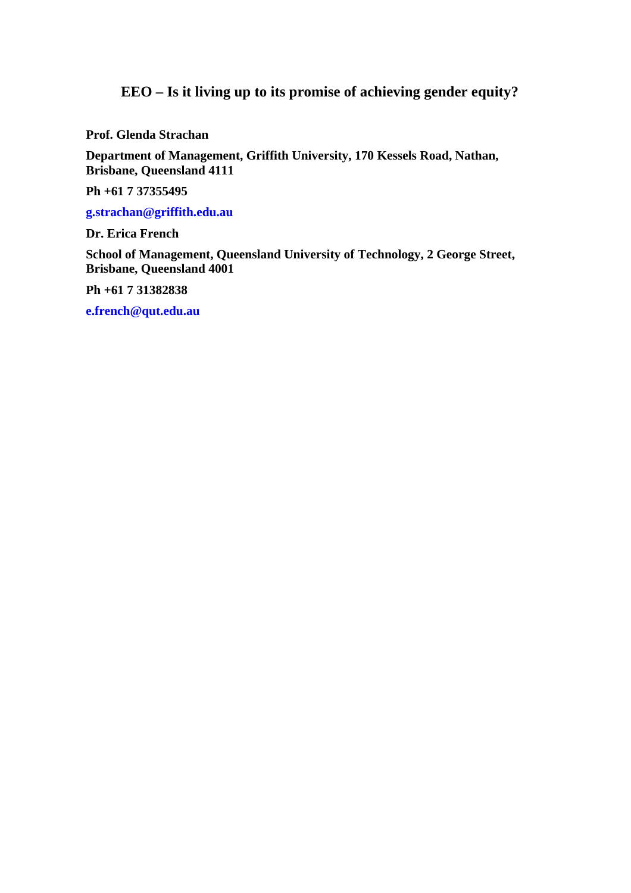# EEO – Is it living up to its promise of achieving gender equity?

**Prof. Glenda Strachan**

**Department of Management, Griffith University, 170 Kessels Road, Nathan, Brisbane, Queensland 4111**

**Ph +61 7 37355495**

**g.strachan@griffith.edu.au**

**Dr. Erica French**

**School of Management, Queensland University of Technology, 2 George Street, Brisbane, Queensland 4001**

**Ph +61 7 31382838**

**e.french@qut.edu.au**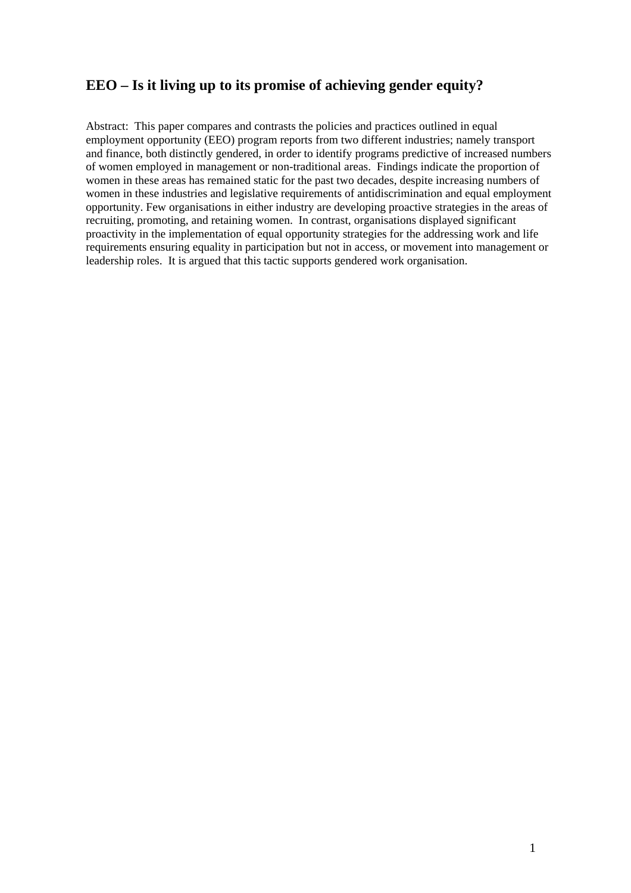## EEO – Is it living up to its promise of achieving gender equity?

Abstract: This paper compares and contrasts the policies and practices outlined in equal employment opportunity (EEO) program reports from two different industries; namely transport and finance, both distinctly gendered, in order to identify programs predictive of increased numbers of women employed in management or non-traditional areas. Findings indicate the proportion of women in these areas has remained static for the past two decades, despite increasing numbers of women in these industries and legislative requirements of antidiscrimination and equal employment opportunity. Few organisations in either industry are developing proactive strategies in the areas of recruiting, promoting, and retaining women. In contrast, organisations displayed significant proactivity in the implementation of equal opportunity strategies for the addressing work and life requirements ensuring equality in participation but not in access, or movement into management or leadership roles. It is argued that this tactic supports gendered work organisation.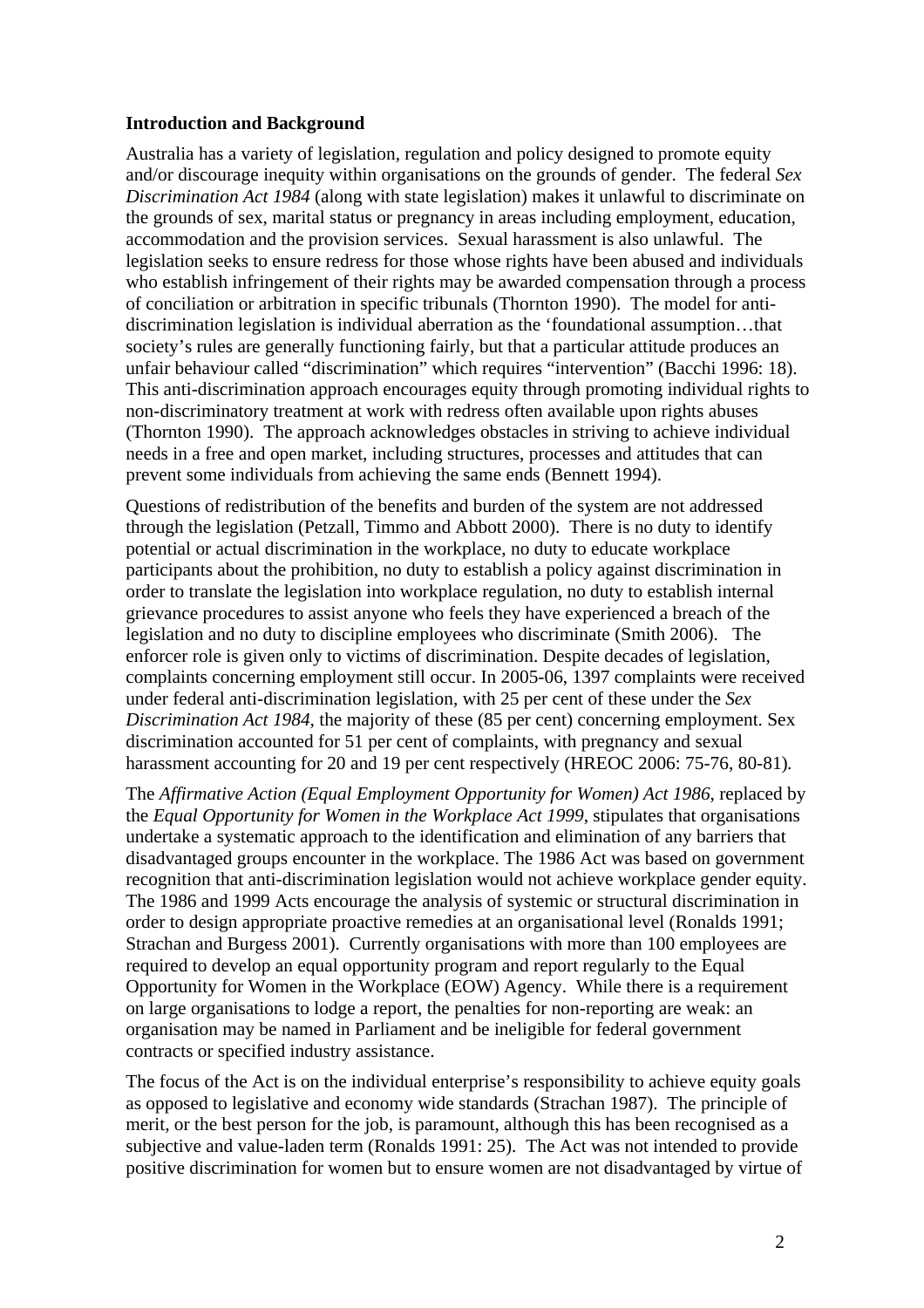**Introduction and Background**

Australia has a variety of legislation, regulation and policy designed to promote equity and/or discourage inequity within organisations on the grounds of gender. The federal *Sex Discrimination Act 1984* (along with state legislation) makes it unlawful to discriminate on the grounds of sex, marital status or pregnancy in areas including employment, education, accommodation and the provision services. Sexual harassment is also unlawful. The legislation seeks to ensure redress for those whose rights have been abused and individuals who establish infringement of their rights may be awarded compensation through a process of conciliation or arbitration in specific tribunals (Thornton 1990). The model for anti-discrimination legislation is individual aberration as the 'foundational assumption…that society's rules are generally functioning fairly, but that a particular attitude produces an unfair behaviour called "discrimination" which requires "intervention" (Bacchi 1996: 18). This anti-discrimination approach encourages equity through promoting individual rights to non-discriminatory treatment at work with redress often available upon rights abuses (Thornton 1990). The approach acknowledges obstacles in striving to achieve individual needs in a free and open market, including structures, processes and attitudes that can prevent some individuals from achieving the same ends (Bennett 1994).

Questions of redistribution of the benefits and burden of the system are not addressed through the legislation (Petzall, Timmo and Abbott 2000). There is no duty to identify potential or actual discrimination in the workplace, no duty to educate workplace participants about the prohibition, no duty to establish a policy against discrimination in order to translate the legislation into workplace regulation, no duty to establish internal grievance procedures to assist anyone who feels they have experienced a breach of the legislation and no duty to discipline employees who discriminate (Smith 2006). The enforcer role is given only to victims of discrimination. Despite decades of legislation, complaints concerning employment still occur. In 2005-06, 1397 complaints were received under federal anti-discrimination legislation, with 25 per cent of these under the *Sex Discrimination Act 1984*, the majority of these (85 per cent) concerning employment. Sex discrimination accounted for 51 per cent of complaints, with pregnancy and sexual harassment accounting for 20 and 19 per cent respectively (HREOC 2006: 75-76, 80-81).

The *Affirmative Action (Equal Employment Opportunity for Women) Act 1986*, replaced by the *Equal Opportunity for Women in the Workplace Act 1999*, stipulates that organisations undertake a systematic approach to the identification and elimination of any barriers that disadvantaged groups encounter in the workplace. The 1986 Act was based on government recognition that anti-discrimination legislation would not achieve workplace gender equity. The 1986 and 1999 Acts encourage the analysis of systemic or structural discrimination in order to design appropriate proactive remedies at an organisational level (Ronalds 1991; Strachan and Burgess 2001). Currently organisations with more than 100 employees are required to develop an equal opportunity program and report regularly to the Equal Opportunity for Women in the Workplace (EOW) Agency. While there is a requirement on large organisations to lodge a report, the penalties for non-reporting are weak: an organisation may be named in Parliament and be ineligible for federal government contracts or specified industry assistance.

The focus of the Act is on the individual enterprise's responsibility to achieve equity goals as opposed to legislative and economy wide standards (Strachan 1987). The principle of merit, or the best person for the job, is paramount, although this has been recognised as a subjective and value-laden term (Ronalds 1991: 25). The Act was not intended to provide positive discrimination for women but to ensure women are not disadvantaged by virtue of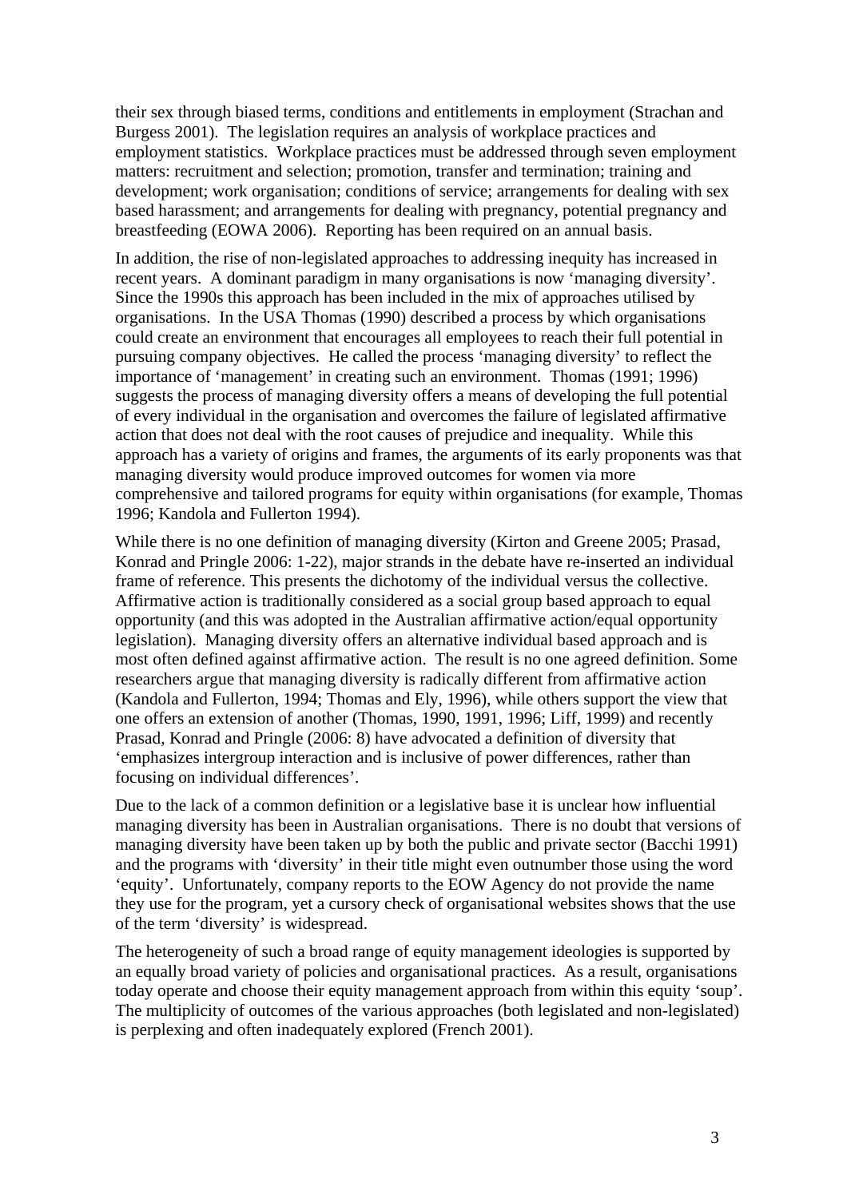their sex through biased terms, conditions and entitlements in employment (Strachan and Burgess 2001). The legislation requires an analysis of workplace practices and employment statistics. Workplace practices must be addressed through seven employment matters: recruitment and selection; promotion, transfer and termination; training and development; work organisation; conditions of service; arrangements for dealing with sex based harassment; and arrangements for dealing with pregnancy, potential pregnancy and breastfeeding (EOWA 2006). Reporting has been required on an annual basis.

In addition, the rise of non-legislated approaches to addressing inequity has increased in recent years. A dominant paradigm in many organisations is now 'managing diversity'. Since the 1990s this approach has been included in the mix of approaches utilised by organisations. In the USA Thomas (1990) described a process by which organisations could create an environment that encourages all employees to reach their full potential in pursuing company objectives. He called the process 'managing diversity' to reflect the importance of 'management' in creating such an environment. Thomas (1991; 1996) suggests the process of managing diversity offers a means of developing the full potential of every individual in the organisation and overcomes the failure of legislated affirmative action that does not deal with the root causes of prejudice and inequality. While this approach has a variety of origins and frames, the arguments of its early proponents was that managing diversity would produce improved outcomes for women via more comprehensive and tailored programs for equity within organisations (for example, Thomas 1996; Kandola and Fullerton 1994).

While there is no one definition of managing diversity (Kirton and Greene 2005; Prasad, Konrad and Pringle 2006: 1-22), major strands in the debate have re-inserted an individual frame of reference. This presents the dichotomy of the individual versus the collective. Affirmative action is traditionally considered as a social group based approach to equal opportunity (and this was adopted in the Australian affirmative action/equal opportunity legislation). Managing diversity offers an alternative individual based approach and is most often defined against affirmative action. The result is no one agreed definition. Some researchers argue that managing diversity is radically different from affirmative action (Kandola and Fullerton, 1994; Thomas and Ely, 1996), while others support the view that one offers an extension of another (Thomas, 1990, 1991, 1996; Liff, 1999) and recently Prasad, Konrad and Pringle (2006: 8) have advocated a definition of diversity that 'emphasizes intergroup interaction and is inclusive of power differences, rather than focusing on individual differences'.

Due to the lack of a common definition or a legislative base it is unclear how influential managing diversity has been in Australian organisations. There is no doubt that versions of managing diversity have been taken up by both the public and private sector (Bacchi 1991) and the programs with 'diversity' in their title might even outnumber those using the word 'equity'. Unfortunately, company reports to the EOW Agency do not provide the name they use for the program, yet a cursory check of organisational websites shows that the use of the term 'diversity' is widespread.

The heterogeneity of such a broad range of equity management ideologies is supported by an equally broad variety of policies and organisational practices. As a result, organisations today operate and choose their equity management approach from within this equity 'soup'. The multiplicity of outcomes of the various approaches (both legislated and non-legislated) is perplexing and often inadequately explored (French 2001).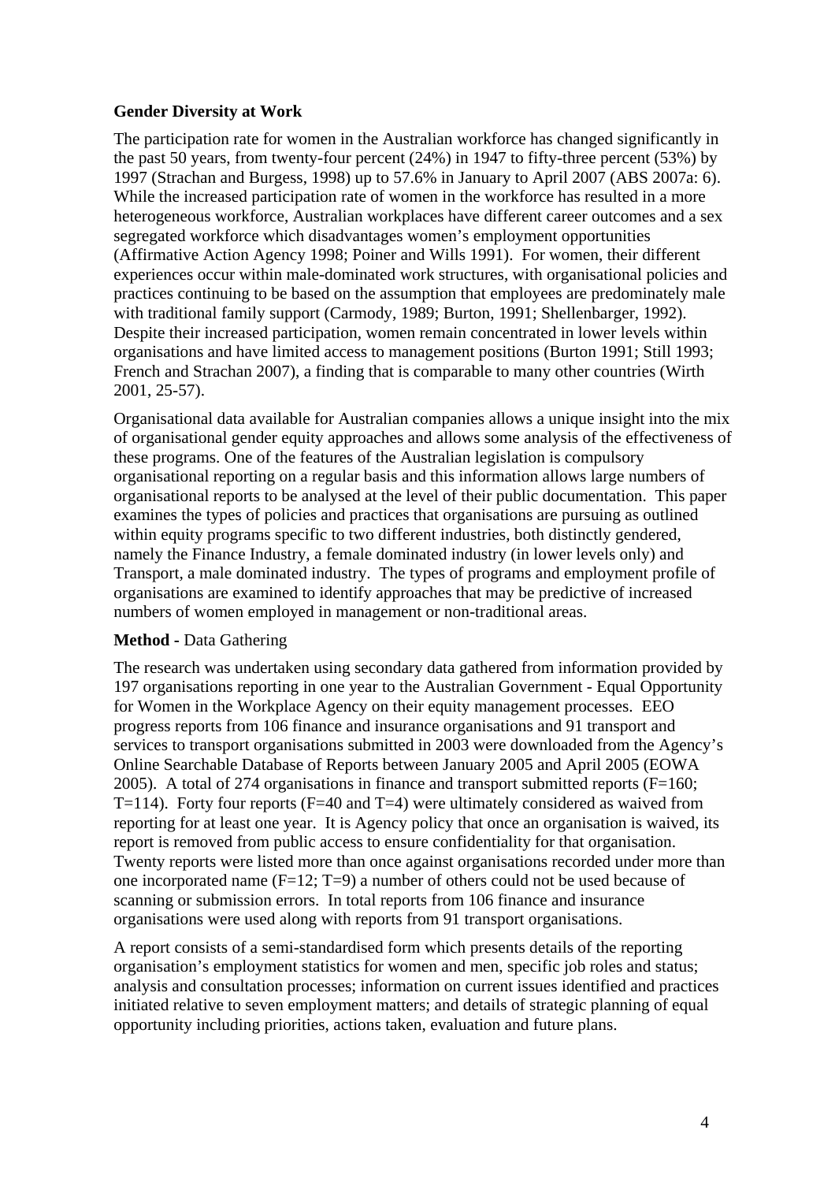**Gender Diversity at Work**

The participation rate for women in the Australian workforce has changed significantly in the past 50 years, from twenty-four percent (24%) in 1947 to fifty-three percent (53%) by 1997 (Strachan and Burgess, 1998) up to 57.6% in January to April 2007 (ABS 2007a: 6). While the increased participation rate of women in the workforce has resulted in a more heterogeneous workforce, Australian workplaces have different career outcomes and a sex segregated workforce which disadvantages women's employment opportunities (Affirmative Action Agency 1998; Poiner and Wills 1991). For women, their different experiences occur within male-dominated work structures, with organisational policies and practices continuing to be based on the assumption that employees are predominately male with traditional family support (Carmody, 1989; Burton, 1991; Shellenbarger, 1992). Despite their increased participation, women remain concentrated in lower levels within organisations and have limited access to management positions (Burton 1991; Still 1993; French and Strachan 2007), a finding that is comparable to many other countries (Wirth 2001, 25-57).

Organisational data available for Australian companies allows a unique insight into the mix of organisational gender equity approaches and allows some analysis of the effectiveness of these programs. One of the features of the Australian legislation is compulsory organisational reporting on a regular basis and this information allows large numbers of organisational reports to be analysed at the level of their public documentation. This paper examines the types of policies and practices that organisations are pursuing as outlined within equity programs specific to two different industries, both distinctly gendered, namely the Finance Industry, a female dominated industry (in lower levels only) and Transport, a male dominated industry. The types of programs and employment profile of organisations are examined to identify approaches that may be predictive of increased numbers of women employed in management or non-traditional areas.

**Method** - Data Gathering

The research was undertaken using secondary data gathered from information provided by 197 organisations reporting in one year to the Australian Government - Equal Opportunity for Women in the Workplace Agency on their equity management processes. EEO progress reports from 106 finance and insurance organisations and 91 transport and services to transport organisations submitted in 2003 were downloaded from the Agency's Online Searchable Database of Reports between January 2005 and April 2005 (EOWA 2005). A total of 274 organisations in finance and transport submitted reports (F=160; T=114). Forty four reports (F=40 and T=4) were ultimately considered as waived from reporting for at least one year. It is Agency policy that once an organisation is waived, its report is removed from public access to ensure confidentiality for that organisation. Twenty reports were listed more than once against organisations recorded under more than one incorporated name (F=12; T=9) a number of others could not be used because of scanning or submission errors. In total reports from 106 finance and insurance organisations were used along with reports from 91 transport organisations.

A report consists of a semi-standardised form which presents details of the reporting organisation's employment statistics for women and men, specific job roles and status; analysis and consultation processes; information on current issues identified and practices initiated relative to seven employment matters; and details of strategic planning of equal opportunity including priorities, actions taken, evaluation and future plans.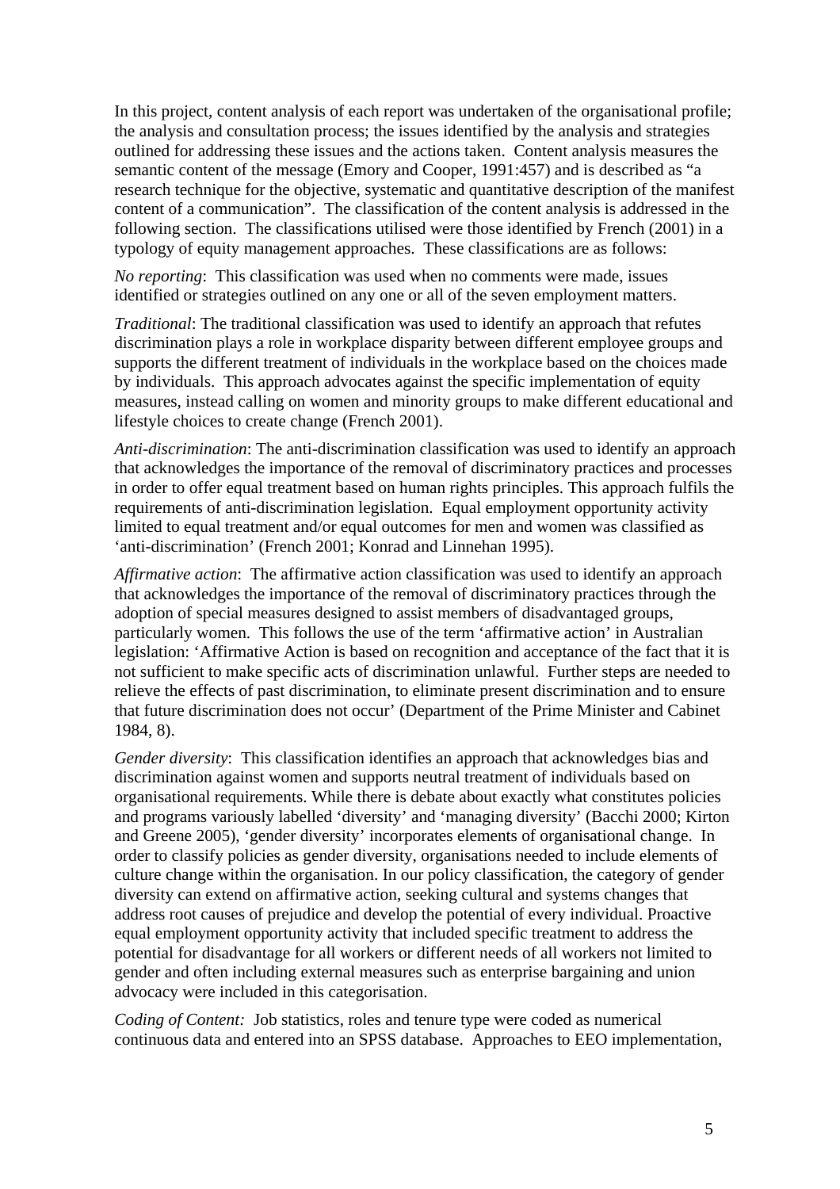In this project, content analysis of each report was undertaken of the organisational profile; the analysis and consultation process; the issues identified by the analysis and strategies outlined for addressing these issues and the actions taken. Content analysis measures the semantic content of the message (Emory and Cooper, 1991:457) and is described as "a research technique for the objective, systematic and quantitative description of the manifest content of a communication". The classification of the content analysis is addressed in the following section. The classifications utilised were those identified by French (2001) in a typology of equity management approaches. These classifications are as follows:

*No reporting*: This classification was used when no comments were made, issues identified or strategies outlined on any one or all of the seven employment matters.

*Traditional*: The traditional classification was used to identify an approach that refutes discrimination plays a role in workplace disparity between different employee groups and supports the different treatment of individuals in the workplace based on the choices made by individuals. This approach advocates against the specific implementation of equity measures, instead calling on women and minority groups to make different educational and lifestyle choices to create change (French 2001).

*Anti-discrimination*: The anti-discrimination classification was used to identify an approach that acknowledges the importance of the removal of discriminatory practices and processes in order to offer equal treatment based on human rights principles. This approach fulfils the requirements of anti-discrimination legislation. Equal employment opportunity activity limited to equal treatment and/or equal outcomes for men and women was classified as 'anti-discrimination' (French 2001; Konrad and Linnehan 1995).

*Affirmative action*: The affirmative action classification was used to identify an approach that acknowledges the importance of the removal of discriminatory practices through the adoption of special measures designed to assist members of disadvantaged groups, particularly women. This follows the use of the term 'affirmative action' in Australian legislation: 'Affirmative Action is based on recognition and acceptance of the fact that it is not sufficient to make specific acts of discrimination unlawful. Further steps are needed to relieve the effects of past discrimination, to eliminate present discrimination and to ensure that future discrimination does not occur' (Department of the Prime Minister and Cabinet 1984, 8).

*Gender diversity*: This classification identifies an approach that acknowledges bias and discrimination against women and supports neutral treatment of individuals based on organisational requirements. While there is debate about exactly what constitutes policies and programs variously labelled 'diversity' and 'managing diversity' (Bacchi 2000; Kirton and Greene 2005), 'gender diversity' incorporates elements of organisational change. In order to classify policies as gender diversity, organisations needed to include elements of culture change within the organisation. In our policy classification, the category of gender diversity can extend on affirmative action, seeking cultural and systems changes that address root causes of prejudice and develop the potential of every individual. Proactive equal employment opportunity activity that included specific treatment to address the potential for disadvantage for all workers or different needs of all workers not limited to gender and often including external measures such as enterprise bargaining and union advocacy were included in this categorisation.

*Coding of Content:* Job statistics, roles and tenure type were coded as numerical continuous data and entered into an SPSS database. Approaches to EEO implementation,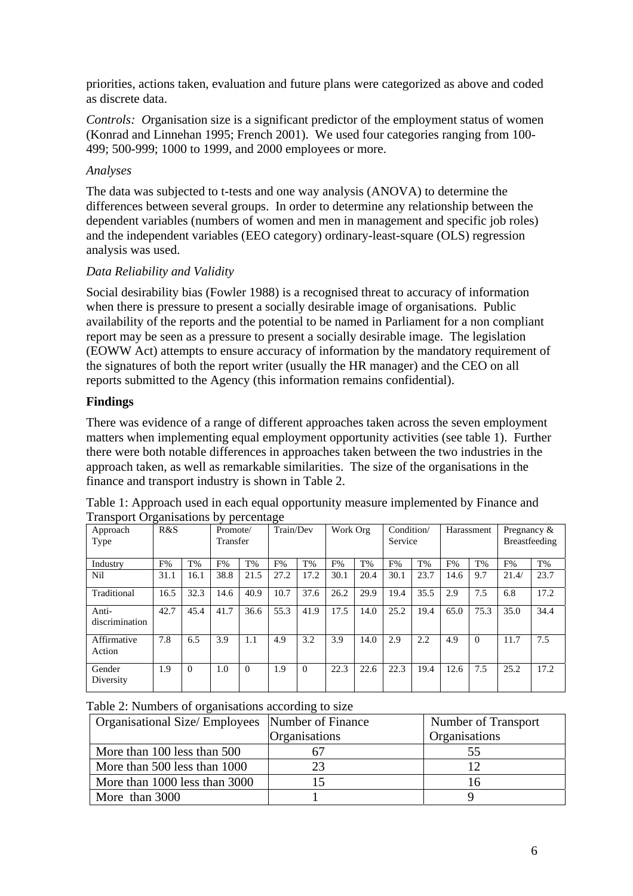priorities, actions taken, evaluation and future plans were categorized as above and coded as discrete data.

*Controls: O*rganisation size is a significant predictor of the employment status of women (Konrad and Linnehan 1995; French 2001). We used four categories ranging from 100-499; 500-999; 1000 to 1999, and 2000 employees or more.

*Analyses*

The data was subjected to t-tests and one way analysis (ANOVA) to determine the differences between several groups. In order to determine any relationship between the dependent variables (numbers of women and men in management and specific job roles) and the independent variables (EEO category) ordinary-least-square (OLS) regression analysis was used.

*Data Reliability and Validity*

Social desirability bias (Fowler 1988) is a recognised threat to accuracy of information when there is pressure to present a socially desirable image of organisations. Public availability of the reports and the potential to be named in Parliament for a non compliant report may be seen as a pressure to present a socially desirable image. The legislation (EOWW Act) attempts to ensure accuracy of information by the mandatory requirement of the signatures of both the report writer (usually the HR manager) and the CEO on all reports submitted to the Agency (this information remains confidential).

**Findings**

There was evidence of a range of different approaches taken across the seven employment matters when implementing equal employment opportunity activities (see table 1). Further there were both notable differences in approaches taken between the two industries in the approach taken, as well as remarkable similarities. The size of the organisations in the finance and transport industry is shown in Table 2.

Table 1: Approach used in each equal opportunity measure implemented by Finance and Transport Organisations by percentage

| Approach Type | R&S | | Promote/ Transfer | | Train/Dev | | Work Org | | Condition/ Service | | Harassment | | Pregnancy & Breastfeeding | |
|---|---|---|---|---|---|---|---|---|---|---|---|---|---|---|
| Industry | F% | T% | F% | T% | F% | T% | F% | T% | F% | T% | F% | T% | F% | T% |
| Nil | 31.1 | 16.1 | 38.8 | 21.5 | 27.2 | 17.2 | 30.1 | 20.4 | 30.1 | 23.7 | 14.6 | 9.7 | 21.4/ | 23.7 |
| Traditional | 16.5 | 32.3 | 14.6 | 40.9 | 10.7 | 37.6 | 26.2 | 29.9 | 19.4 | 35.5 | 2.9 | 7.5 | 6.8 | 17.2 |
| Anti-discrimination | 42.7 | 45.4 | 41.7 | 36.6 | 55.3 | 41.9 | 17.5 | 14.0 | 25.2 | 19.4 | 65.0 | 75.3 | 35.0 | 34.4 |
| Affirmative Action | 7.8 | 6.5 | 3.9 | 1.1 | 4.9 | 3.2 | 3.9 | 14.0 | 2.9 | 2.2 | 4.9 | 0 | 11.7 | 7.5 |
| Gender Diversity | 1.9 | 0 | 1.0 | 0 | 1.9 | 0 | 22.3 | 22.6 | 22.3 | 19.4 | 12.6 | 7.5 | 25.2 | 17.2 |

Table 2: Numbers of organisations according to size

| Organisational Size/ Employees | Number of Finance Organisations | Number of Transport Organisations |
|---|---|---|
| More than 100 less than 500 | 67 | 55 |
| More than 500 less than 1000 | 23 | 12 |
| More than 1000 less than 3000 | 15 | 16 |
| More than 3000 | 1 | 9 |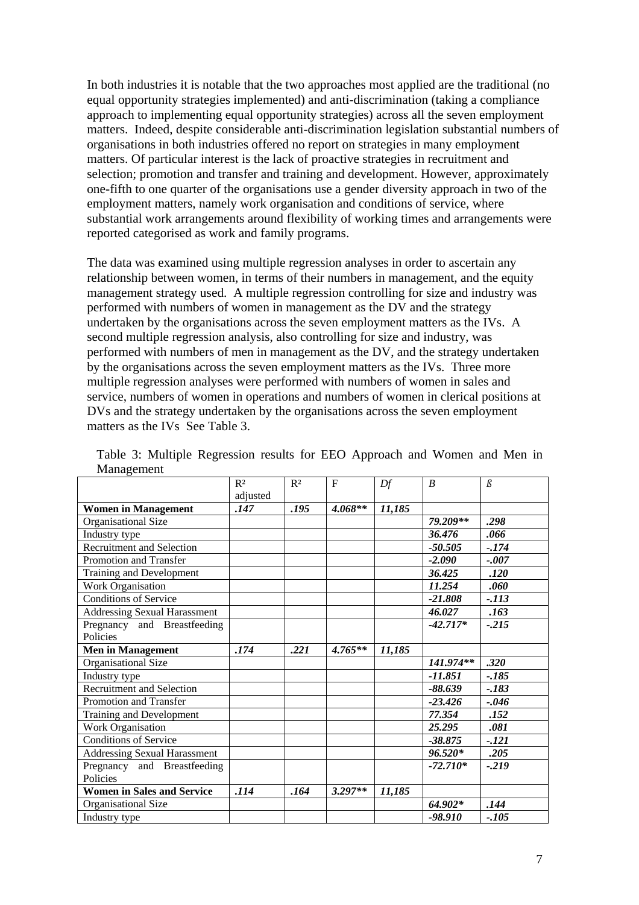In both industries it is notable that the two approaches most applied are the traditional (no equal opportunity strategies implemented) and anti-discrimination (taking a compliance approach to implementing equal opportunity strategies) across all the seven employment matters. Indeed, despite considerable anti-discrimination legislation substantial numbers of organisations in both industries offered no report on strategies in many employment matters. Of particular interest is the lack of proactive strategies in recruitment and selection; promotion and transfer and training and development. However, approximately one-fifth to one quarter of the organisations use a gender diversity approach in two of the employment matters, namely work organisation and conditions of service, where substantial work arrangements around flexibility of working times and arrangements were reported categorised as work and family programs.

The data was examined using multiple regression analyses in order to ascertain any relationship between women, in terms of their numbers in management, and the equity management strategy used. A multiple regression controlling for size and industry was performed with numbers of women in management as the DV and the strategy undertaken by the organisations across the seven employment matters as the IVs. A second multiple regression analysis, also controlling for size and industry, was performed with numbers of men in management as the DV, and the strategy undertaken by the organisations across the seven employment matters as the IVs. Three more multiple regression analyses were performed with numbers of women in sales and service, numbers of women in operations and numbers of women in clerical positions at DVs and the strategy undertaken by the organisations across the seven employment matters as the IVs See Table 3.

Table 3: Multiple Regression results for EEO Approach and Women and Men in Management

| | $R^2$ adjusted | $R^2$ | F | *Df* | *B* | *ß* |
|---|---|---|---|---|---|---|
| **Women in Management** | ***.147*** | ***.195*** | ***4.068\*\**** | ***11,185*** | | |
| Organisational Size | | | | | ***79.209\*\**** | ***.298*** |
| Industry type | | | | | ***36.476*** | ***.066*** |
| Recruitment and Selection | | | | | ***-50.505*** | ***-.174*** |
| Promotion and Transfer | | | | | ***-2.090*** | ***-.007*** |
| Training and Development | | | | | ***36.425*** | ***.120*** |
| Work Organisation | | | | | ***11.254*** | ***.060*** |
| Conditions of Service | | | | | ***-21.808*** | ***-.113*** |
| Addressing Sexual Harassment | | | | | ***46.027*** | ***.163*** |
| Pregnancy and Breastfeeding Policies | | | | | ***-42.717\**** | ***-.215*** |
| **Men in Management** | ***.174*** | ***.221*** | ***4.765\*\**** | ***11,185*** | | |
| Organisational Size | | | | | ***141.974\*\**** | ***.320*** |
| Industry type | | | | | ***-11.851*** | ***-.185*** |
| Recruitment and Selection | | | | | ***-88.639*** | ***-.183*** |
| Promotion and Transfer | | | | | ***-23.426*** | ***-.046*** |
| Training and Development | | | | | ***77.354*** | ***.152*** |
| Work Organisation | | | | | ***25.295*** | ***.081*** |
| Conditions of Service | | | | | ***-38.875*** | ***-.121*** |
| Addressing Sexual Harassment | | | | | ***96.520\**** | ***.205*** |
| Pregnancy and Breastfeeding Policies | | | | | ***-72.710\**** | ***-.219*** |
| **Women in Sales and Service** | ***.114*** | ***.164*** | ***3.297\*\**** | ***11,185*** | | |
| Organisational Size | | | | | ***64.902\**** | ***.144*** |
| Industry type | | | | | ***-98.910*** | ***-.105*** |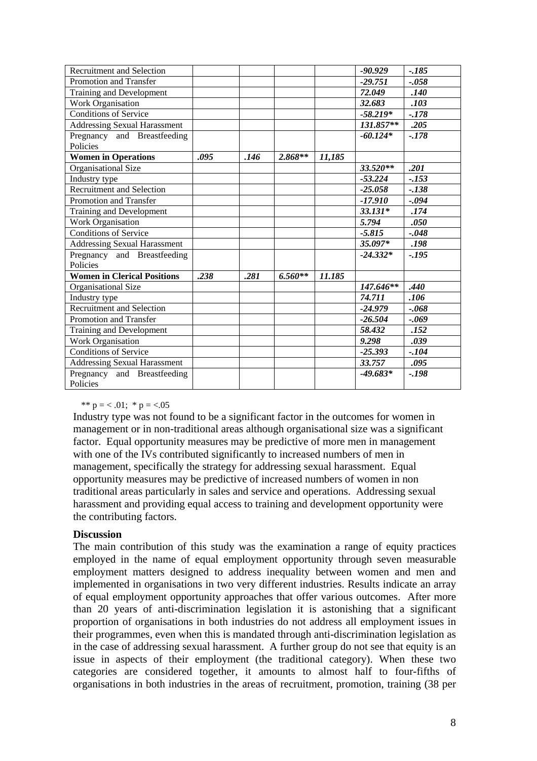| | | | | | | |
|---|---|---|---|---|---|---|
| Recruitment and Selection | | | | | *-90.929* | *-.185* |
| Promotion and Transfer | | | | | *-29.751* | *-.058* |
| Training and Development | | | | | *72.049* | *.140* |
| Work Organisation | | | | | *32.683* | *.103* |
| Conditions of Service | | | | | *-58.219** | *-.178* |
| Addressing Sexual Harassment | | | | | *131.857*** | *.205* |
| Pregnancy and Breastfeeding Policies | | | | | *-60.124** | *-.178* |
| **Women in Operations** | *.095* | *.146* | *2.868*** | *11,185* | | |
| Organisational Size | | | | | *33.520*** | *.201* |
| Industry type | | | | | *-53.224* | *-.153* |
| Recruitment and Selection | | | | | *-25.058* | *-.138* |
| Promotion and Transfer | | | | | *-17.910* | *-.094* |
| Training and Development | | | | | *33.131** | *.174* |
| Work Organisation | | | | | *5.794* | *.050* |
| Conditions of Service | | | | | *-5.815* | *-.048* |
| Addressing Sexual Harassment | | | | | *35.097** | *.198* |
| Pregnancy and Breastfeeding Policies | | | | | *-24.332** | *-.195* |
| **Women in Clerical Positions** | *.238* | *.281* | *6.560*** | *11.185* | | |
| Organisational Size | | | | | *147.646*** | *.440* |
| Industry type | | | | | *74.711* | *.106* |
| Recruitment and Selection | | | | | *-24.979* | *-.068* |
| Promotion and Transfer | | | | | *-26.504* | *-.069* |
| Training and Development | | | | | *58.432* | *.152* |
| Work Organisation | | | | | *9.298* | *.039* |
| Conditions of Service | | | | | *-25.393* | *-.104* |
| Addressing Sexual Harassment | | | | | *33.757* | *.095* |
| Pregnancy and Breastfeeding Policies | | | | | *-49.683** | *-.198* |

** p = < .01; * p = <.05

Industry type was not found to be a significant factor in the outcomes for women in management or in non-traditional areas although organisational size was a significant factor. Equal opportunity measures may be predictive of more men in management with one of the IVs contributed significantly to increased numbers of men in management, specifically the strategy for addressing sexual harassment. Equal opportunity measures may be predictive of increased numbers of women in non traditional areas particularly in sales and service and operations. Addressing sexual harassment and providing equal access to training and development opportunity were the contributing factors.

**Discussion**

The main contribution of this study was the examination a range of equity practices employed in the name of equal employment opportunity through seven measurable employment matters designed to address inequality between women and men and implemented in organisations in two very different industries. Results indicate an array of equal employment opportunity approaches that offer various outcomes. After more than 20 years of anti-discrimination legislation it is astonishing that a significant proportion of organisations in both industries do not address all employment issues in their programmes, even when this is mandated through anti-discrimination legislation as in the case of addressing sexual harassment. A further group do not see that equity is an issue in aspects of their employment (the traditional category). When these two categories are considered together, it amounts to almost half to four-fifths of organisations in both industries in the areas of recruitment, promotion, training (38 per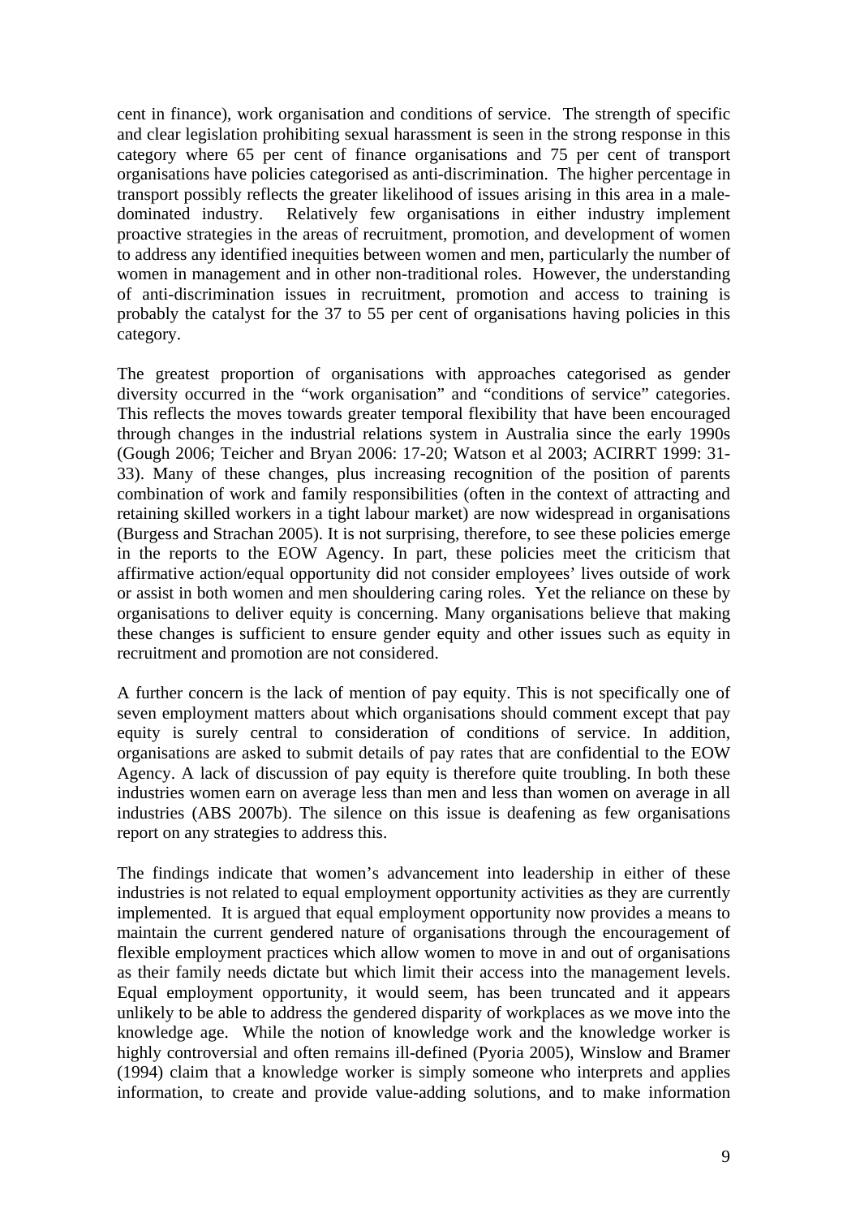cent in finance), work organisation and conditions of service. The strength of specific and clear legislation prohibiting sexual harassment is seen in the strong response in this category where 65 per cent of finance organisations and 75 per cent of transport organisations have policies categorised as anti-discrimination. The higher percentage in transport possibly reflects the greater likelihood of issues arising in this area in a male-dominated industry. Relatively few organisations in either industry implement proactive strategies in the areas of recruitment, promotion, and development of women to address any identified inequities between women and men, particularly the number of women in management and in other non-traditional roles. However, the understanding of anti-discrimination issues in recruitment, promotion and access to training is probably the catalyst for the 37 to 55 per cent of organisations having policies in this category.

The greatest proportion of organisations with approaches categorised as gender diversity occurred in the "work organisation" and "conditions of service" categories. This reflects the moves towards greater temporal flexibility that have been encouraged through changes in the industrial relations system in Australia since the early 1990s (Gough 2006; Teicher and Bryan 2006: 17-20; Watson et al 2003; ACIRRT 1999: 31-33). Many of these changes, plus increasing recognition of the position of parents combination of work and family responsibilities (often in the context of attracting and retaining skilled workers in a tight labour market) are now widespread in organisations (Burgess and Strachan 2005). It is not surprising, therefore, to see these policies emerge in the reports to the EOW Agency. In part, these policies meet the criticism that affirmative action/equal opportunity did not consider employees' lives outside of work or assist in both women and men shouldering caring roles. Yet the reliance on these by organisations to deliver equity is concerning. Many organisations believe that making these changes is sufficient to ensure gender equity and other issues such as equity in recruitment and promotion are not considered.

A further concern is the lack of mention of pay equity. This is not specifically one of seven employment matters about which organisations should comment except that pay equity is surely central to consideration of conditions of service. In addition, organisations are asked to submit details of pay rates that are confidential to the EOW Agency. A lack of discussion of pay equity is therefore quite troubling. In both these industries women earn on average less than men and less than women on average in all industries (ABS 2007b). The silence on this issue is deafening as few organisations report on any strategies to address this.

The findings indicate that women's advancement into leadership in either of these industries is not related to equal employment opportunity activities as they are currently implemented. It is argued that equal employment opportunity now provides a means to maintain the current gendered nature of organisations through the encouragement of flexible employment practices which allow women to move in and out of organisations as their family needs dictate but which limit their access into the management levels. Equal employment opportunity, it would seem, has been truncated and it appears unlikely to be able to address the gendered disparity of workplaces as we move into the knowledge age. While the notion of knowledge work and the knowledge worker is highly controversial and often remains ill-defined (Pyoria 2005), Winslow and Bramer (1994) claim that a knowledge worker is simply someone who interprets and applies information, to create and provide value-adding solutions, and to make information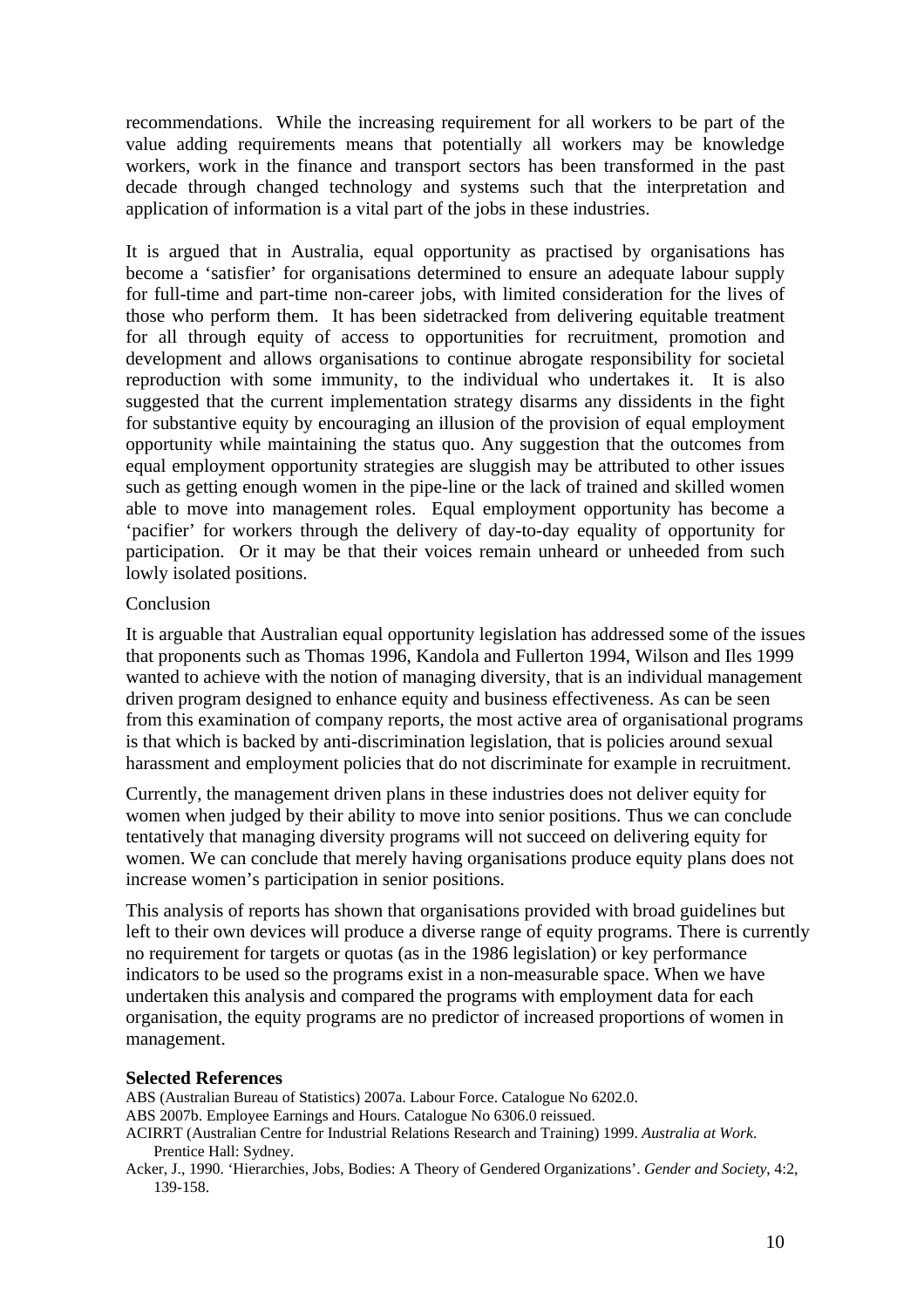recommendations. While the increasing requirement for all workers to be part of the value adding requirements means that potentially all workers may be knowledge workers, work in the finance and transport sectors has been transformed in the past decade through changed technology and systems such that the interpretation and application of information is a vital part of the jobs in these industries.

It is argued that in Australia, equal opportunity as practised by organisations has become a 'satisfier' for organisations determined to ensure an adequate labour supply for full-time and part-time non-career jobs, with limited consideration for the lives of those who perform them. It has been sidetracked from delivering equitable treatment for all through equity of access to opportunities for recruitment, promotion and development and allows organisations to continue abrogate responsibility for societal reproduction with some immunity, to the individual who undertakes it. It is also suggested that the current implementation strategy disarms any dissidents in the fight for substantive equity by encouraging an illusion of the provision of equal employment opportunity while maintaining the status quo. Any suggestion that the outcomes from equal employment opportunity strategies are sluggish may be attributed to other issues such as getting enough women in the pipe-line or the lack of trained and skilled women able to move into management roles. Equal employment opportunity has become a 'pacifier' for workers through the delivery of day-to-day equality of opportunity for participation. Or it may be that their voices remain unheard or unheeded from such lowly isolated positions.

## Conclusion

It is arguable that Australian equal opportunity legislation has addressed some of the issues that proponents such as Thomas 1996, Kandola and Fullerton 1994, Wilson and Iles 1999 wanted to achieve with the notion of managing diversity, that is an individual management driven program designed to enhance equity and business effectiveness. As can be seen from this examination of company reports, the most active area of organisational programs is that which is backed by anti-discrimination legislation, that is policies around sexual harassment and employment policies that do not discriminate for example in recruitment.

Currently, the management driven plans in these industries does not deliver equity for women when judged by their ability to move into senior positions. Thus we can conclude tentatively that managing diversity programs will not succeed on delivering equity for women. We can conclude that merely having organisations produce equity plans does not increase women's participation in senior positions.

This analysis of reports has shown that organisations provided with broad guidelines but left to their own devices will produce a diverse range of equity programs. There is currently no requirement for targets or quotas (as in the 1986 legislation) or key performance indicators to be used so the programs exist in a non-measurable space. When we have undertaken this analysis and compared the programs with employment data for each organisation, the equity programs are no predictor of increased proportions of women in management.

## Selected References

ABS (Australian Bureau of Statistics) 2007a. Labour Force. Catalogue No 6202.0.

ABS 2007b. Employee Earnings and Hours. Catalogue No 6306.0 reissued.

ACIRRT (Australian Centre for Industrial Relations Research and Training) 1999. *Australia at Work*. Prentice Hall: Sydney.

Acker, J., 1990. 'Hierarchies, Jobs, Bodies: A Theory of Gendered Organizations'. *Gender and Society*, 4:2, 139-158.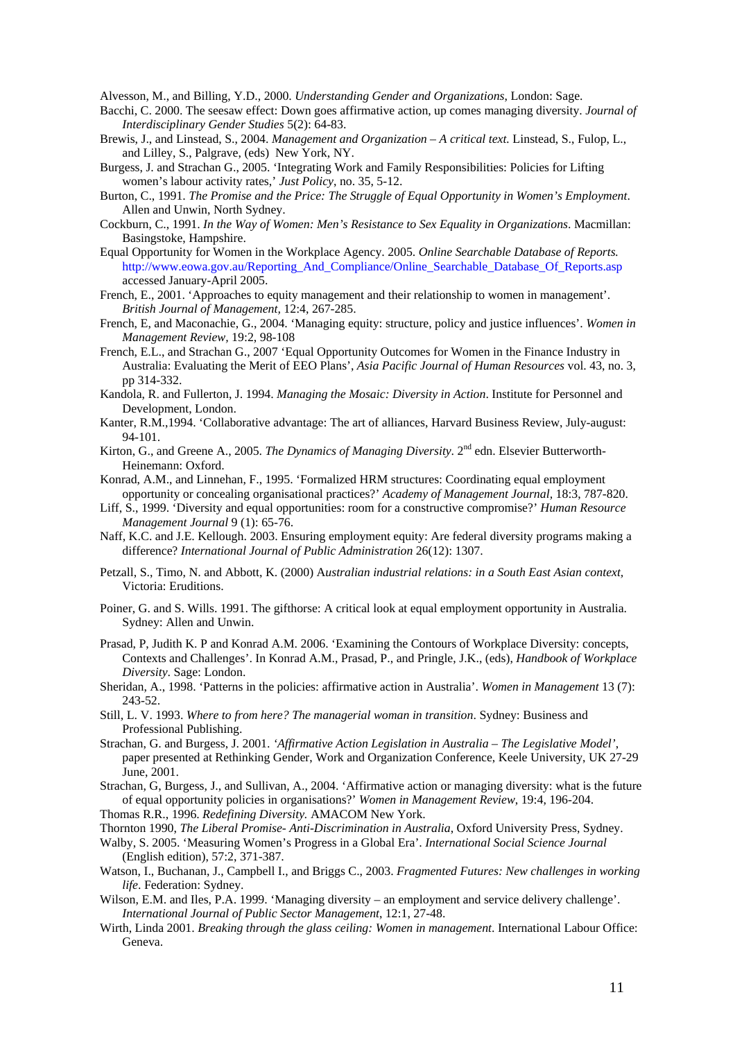Alvesson, M., and Billing, Y.D., 2000. *Understanding Gender and Organizations*, London: Sage.

Bacchi, C. 2000. The seesaw effect: Down goes affirmative action, up comes managing diversity. *Journal of Interdisciplinary Gender Studies* 5(2): 64-83.

Brewis, J., and Linstead, S., 2004. *Management and Organization – A critical text.* Linstead, S., Fulop, L., and Lilley, S., Palgrave, (eds) New York, NY.

Burgess, J. and Strachan G., 2005. 'Integrating Work and Family Responsibilities: Policies for Lifting women's labour activity rates,' *Just Policy*, no. 35, 5-12.

Burton, C., 1991. *The Promise and the Price: The Struggle of Equal Opportunity in Women's Employment*. Allen and Unwin, North Sydney.

Cockburn, C., 1991. *In the Way of Women: Men's Resistance to Sex Equality in Organizations*. Macmillan: Basingstoke, Hampshire.

Equal Opportunity for Women in the Workplace Agency. 2005. *Online Searchable Database of Reports.* http://www.eowa.gov.au/Reporting_And_Compliance/Online_Searchable_Database_Of_Reports.asp accessed January-April 2005.

French, E., 2001. 'Approaches to equity management and their relationship to women in management'. *British Journal of Management*, 12:4, 267-285.

French, E, and Maconachie, G., 2004. 'Managing equity: structure, policy and justice influences'. *Women in Management Review*, 19:2, 98-108

French, E.L., and Strachan G., 2007 'Equal Opportunity Outcomes for Women in the Finance Industry in Australia: Evaluating the Merit of EEO Plans', *Asia Pacific Journal of Human Resources* vol. 43, no. 3, pp 314-332.

Kandola, R. and Fullerton, J. 1994. *Managing the Mosaic: Diversity in Action*. Institute for Personnel and Development, London.

Kanter, R.M.,1994. 'Collaborative advantage: The art of alliances, Harvard Business Review, July-august: 94-101.

Kirton, G., and Greene A., 2005. *The Dynamics of Managing Diversity*. 2nd edn. Elsevier Butterworth-Heinemann: Oxford.

Konrad, A.M., and Linnehan, F., 1995. 'Formalized HRM structures: Coordinating equal employment opportunity or concealing organisational practices?' *Academy of Management Journal*, 18:3, 787-820.

Liff, S., 1999. 'Diversity and equal opportunities: room for a constructive compromise?' *Human Resource Management Journal* 9 (1): 65-76.

Naff, K.C. and J.E. Kellough. 2003. Ensuring employment equity: Are federal diversity programs making a difference? *International Journal of Public Administration* 26(12): 1307.

Petzall, S., Timo, N. and Abbott, K. (2000) A*ustralian industrial relations: in a South East Asian context*, Victoria: Eruditions.

Poiner, G. and S. Wills. 1991. The gifthorse: A critical look at equal employment opportunity in Australia. Sydney: Allen and Unwin.

Prasad, P, Judith K. P and Konrad A.M. 2006. 'Examining the Contours of Workplace Diversity: concepts, Contexts and Challenges'. In Konrad A.M., Prasad, P., and Pringle, J.K., (eds), *Handbook of Workplace Diversity*. Sage: London.

Sheridan, A., 1998. 'Patterns in the policies: affirmative action in Australia'. *Women in Management* 13 (7): 243-52.

Still, L. V. 1993. *Where to from here? The managerial woman in transition*. Sydney: Business and Professional Publishing.

Strachan, G. and Burgess, J. 2001. *'Affirmative Action Legislation in Australia – The Legislative Model'*, paper presented at Rethinking Gender, Work and Organization Conference, Keele University, UK 27-29 June, 2001.

Strachan, G, Burgess, J., and Sullivan, A., 2004. 'Affirmative action or managing diversity: what is the future of equal opportunity policies in organisations?' *Women in Management Review*, 19:4, 196-204.

Thomas R.R., 1996. *Redefining Diversity.* AMACOM New York.

Thornton 1990, *The Liberal Promise- Anti-Discrimination in Australia*, Oxford University Press, Sydney.

Walby, S. 2005. 'Measuring Women's Progress in a Global Era'. *International Social Science Journal* (English edition), 57:2, 371-387.

Watson, I., Buchanan, J., Campbell I., and Briggs C., 2003. *Fragmented Futures: New challenges in working life*. Federation: Sydney.

Wilson, E.M. and Iles, P.A. 1999. 'Managing diversity – an employment and service delivery challenge'. *International Journal of Public Sector Management*, 12:1, 27-48.

Wirth, Linda 2001. *Breaking through the glass ceiling: Women in management*. International Labour Office: Geneva.